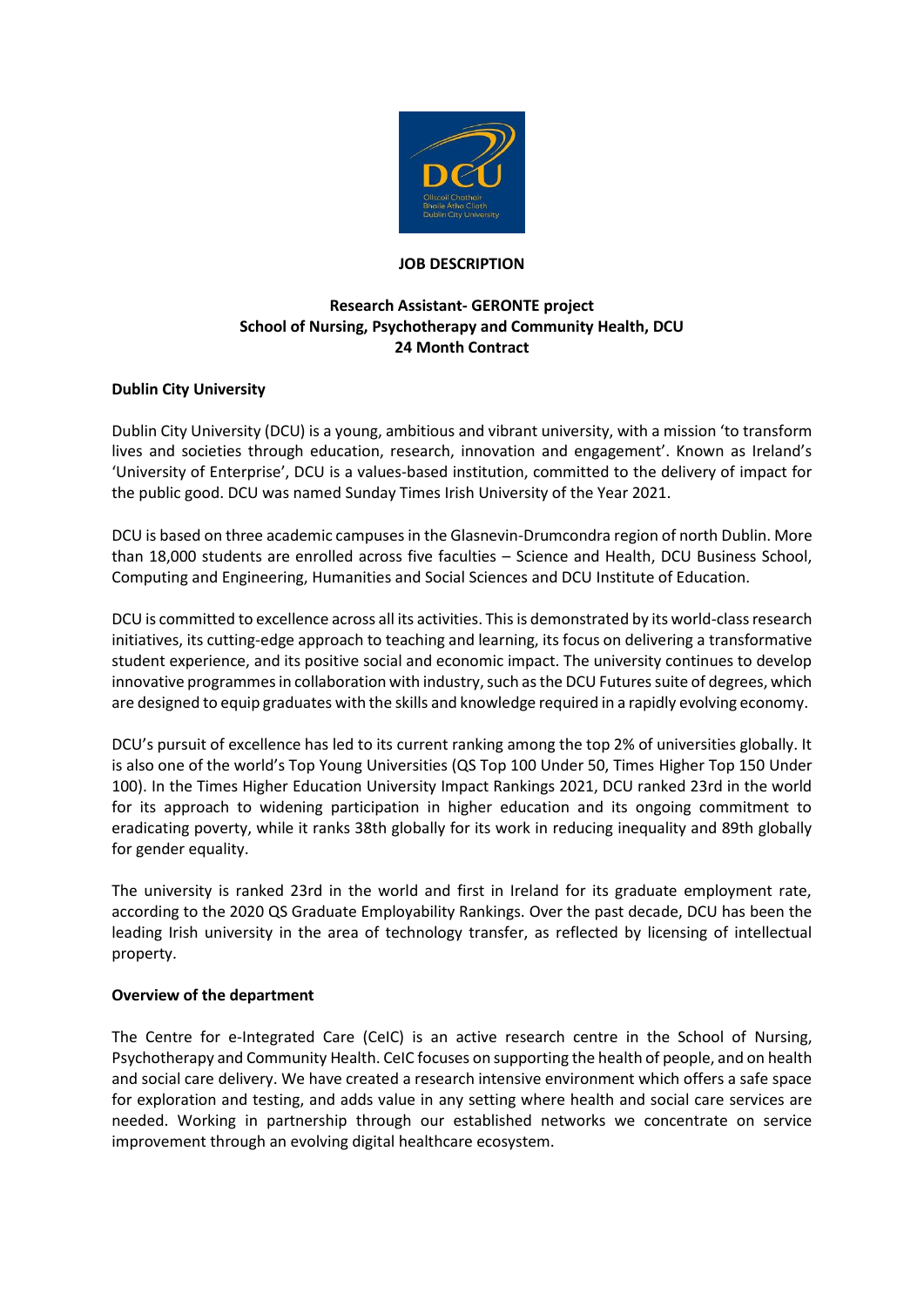# JOB DESCRIPTION

## Research Assistant- GERONTE project
## School of Nursing, Psychotherapy and Community Health, DCU
## 24 Month Contract

### Dublin City University

Dublin City University (DCU) is a young, ambitious and vibrant university, with a mission 'to transform lives and societies through education, research, innovation and engagement'. Known as Ireland's 'University of Enterprise', DCU is a values-based institution, committed to the delivery of impact for the public good. DCU was named Sunday Times Irish University of the Year 2021.

DCU is based on three academic campuses in the Glasnevin-Drumcondra region of north Dublin. More than 18,000 students are enrolled across five faculties – Science and Health, DCU Business School, Computing and Engineering, Humanities and Social Sciences and DCU Institute of Education.

DCU is committed to excellence across all its activities. This is demonstrated by its world-class research initiatives, its cutting-edge approach to teaching and learning, its focus on delivering a transformative student experience, and its positive social and economic impact. The university continues to develop innovative programmes in collaboration with industry, such as the DCU Futures suite of degrees, which are designed to equip graduates with the skills and knowledge required in a rapidly evolving economy.

DCU's pursuit of excellence has led to its current ranking among the top 2% of universities globally. It is also one of the world's Top Young Universities (QS Top 100 Under 50, Times Higher Top 150 Under 100). In the Times Higher Education University Impact Rankings 2021, DCU ranked 23rd in the world for its approach to widening participation in higher education and its ongoing commitment to eradicating poverty, while it ranks 38th globally for its work in reducing inequality and 89th globally for gender equality.

The university is ranked 23rd in the world and first in Ireland for its graduate employment rate, according to the 2020 QS Graduate Employability Rankings. Over the past decade, DCU has been the leading Irish university in the area of technology transfer, as reflected by licensing of intellectual property.

### Overview of the department

The Centre for e-Integrated Care (CeIC) is an active research centre in the School of Nursing, Psychotherapy and Community Health. CeIC focuses on supporting the health of people, and on health and social care delivery. We have created a research intensive environment which offers a safe space for exploration and testing, and adds value in any setting where health and social care services are needed. Working in partnership through our established networks we concentrate on service improvement through an evolving digital healthcare ecosystem.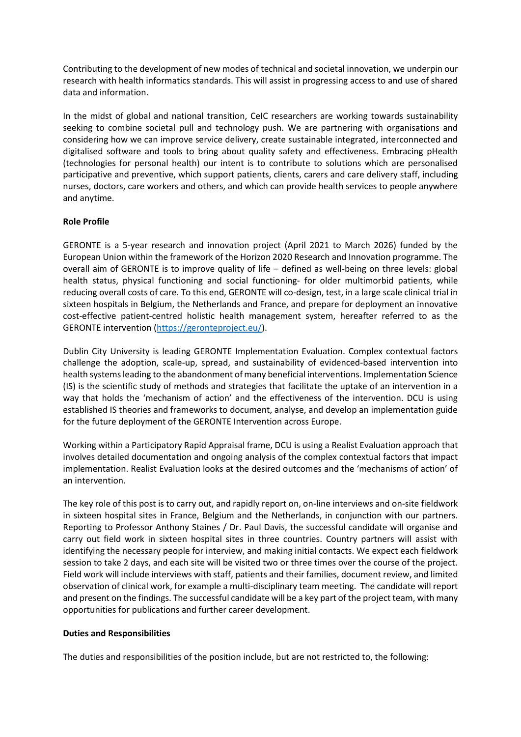Contributing to the development of new modes of technical and societal innovation, we underpin our research with health informatics standards. This will assist in progressing access to and use of shared data and information.

In the midst of global and national transition, CeIC researchers are working towards sustainability seeking to combine societal pull and technology push. We are partnering with organisations and considering how we can improve service delivery, create sustainable integrated, interconnected and digitalised software and tools to bring about quality safety and effectiveness. Embracing pHealth (technologies for personal health) our intent is to contribute to solutions which are personalised participative and preventive, which support patients, clients, carers and care delivery staff, including nurses, doctors, care workers and others, and which can provide health services to people anywhere and anytime.

**Role Profile**

GERONTE is a 5-year research and innovation project (April 2021 to March 2026) funded by the European Union within the framework of the Horizon 2020 Research and Innovation programme. The overall aim of GERONTE is to improve quality of life – defined as well-being on three levels: global health status, physical functioning and social functioning- for older multimorbid patients, while reducing overall costs of care. To this end, GERONTE will co-design, test, in a large scale clinical trial in sixteen hospitals in Belgium, the Netherlands and France, and prepare for deployment an innovative cost-effective patient-centred holistic health management system, hereafter referred to as the GERONTE intervention (https://geronteproject.eu/).

Dublin City University is leading GERONTE Implementation Evaluation. Complex contextual factors challenge the adoption, scale-up, spread, and sustainability of evidenced-based intervention into health systems leading to the abandonment of many beneficial interventions. Implementation Science (IS) is the scientific study of methods and strategies that facilitate the uptake of an intervention in a way that holds the 'mechanism of action' and the effectiveness of the intervention. DCU is using established IS theories and frameworks to document, analyse, and develop an implementation guide for the future deployment of the GERONTE Intervention across Europe.

Working within a Participatory Rapid Appraisal frame, DCU is using a Realist Evaluation approach that involves detailed documentation and ongoing analysis of the complex contextual factors that impact implementation. Realist Evaluation looks at the desired outcomes and the 'mechanisms of action' of an intervention.

The key role of this post is to carry out, and rapidly report on, on-line interviews and on-site fieldwork in sixteen hospital sites in France, Belgium and the Netherlands, in conjunction with our partners. Reporting to Professor Anthony Staines / Dr. Paul Davis, the successful candidate will organise and carry out field work in sixteen hospital sites in three countries. Country partners will assist with identifying the necessary people for interview, and making initial contacts. We expect each fieldwork session to take 2 days, and each site will be visited two or three times over the course of the project. Field work will include interviews with staff, patients and their families, document review, and limited observation of clinical work, for example a multi-disciplinary team meeting. The candidate will report and present on the findings. The successful candidate will be a key part of the project team, with many opportunities for publications and further career development.

**Duties and Responsibilities**

The duties and responsibilities of the position include, but are not restricted to, the following: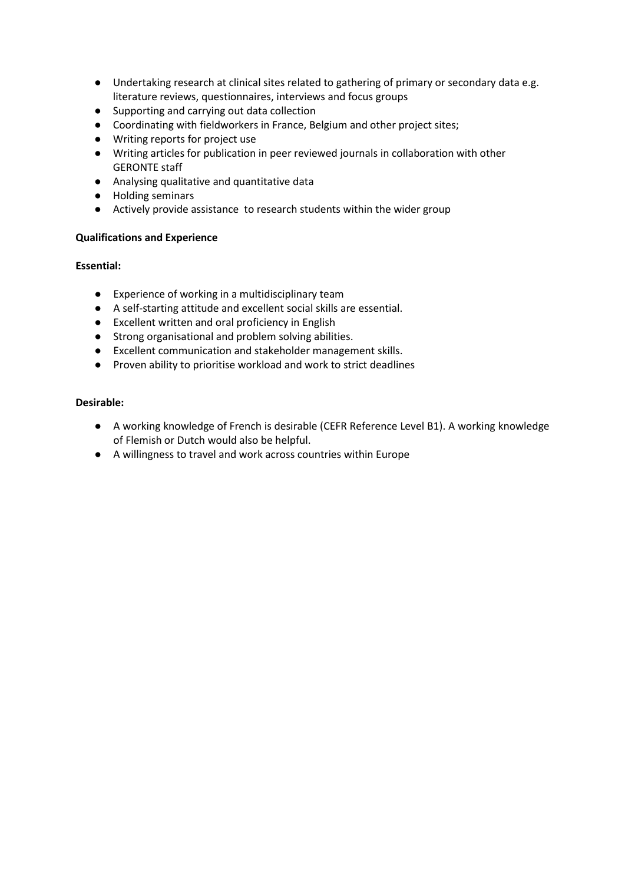- Undertaking research at clinical sites related to gathering of primary or secondary data e.g. literature reviews, questionnaires, interviews and focus groups
- Supporting and carrying out data collection
- Coordinating with fieldworkers in France, Belgium and other project sites;
- Writing reports for project use
- Writing articles for publication in peer reviewed journals in collaboration with other GERONTE staff
- Analysing qualitative and quantitative data
- Holding seminars
- Actively provide assistance to research students within the wider group

**Qualifications and Experience**

**Essential:**

- Experience of working in a multidisciplinary team
- A self-starting attitude and excellent social skills are essential.
- Excellent written and oral proficiency in English
- Strong organisational and problem solving abilities.
- Excellent communication and stakeholder management skills.
- Proven ability to prioritise workload and work to strict deadlines

**Desirable:**

- A working knowledge of French is desirable (CEFR Reference Level B1). A working knowledge of Flemish or Dutch would also be helpful.
- A willingness to travel and work across countries within Europe